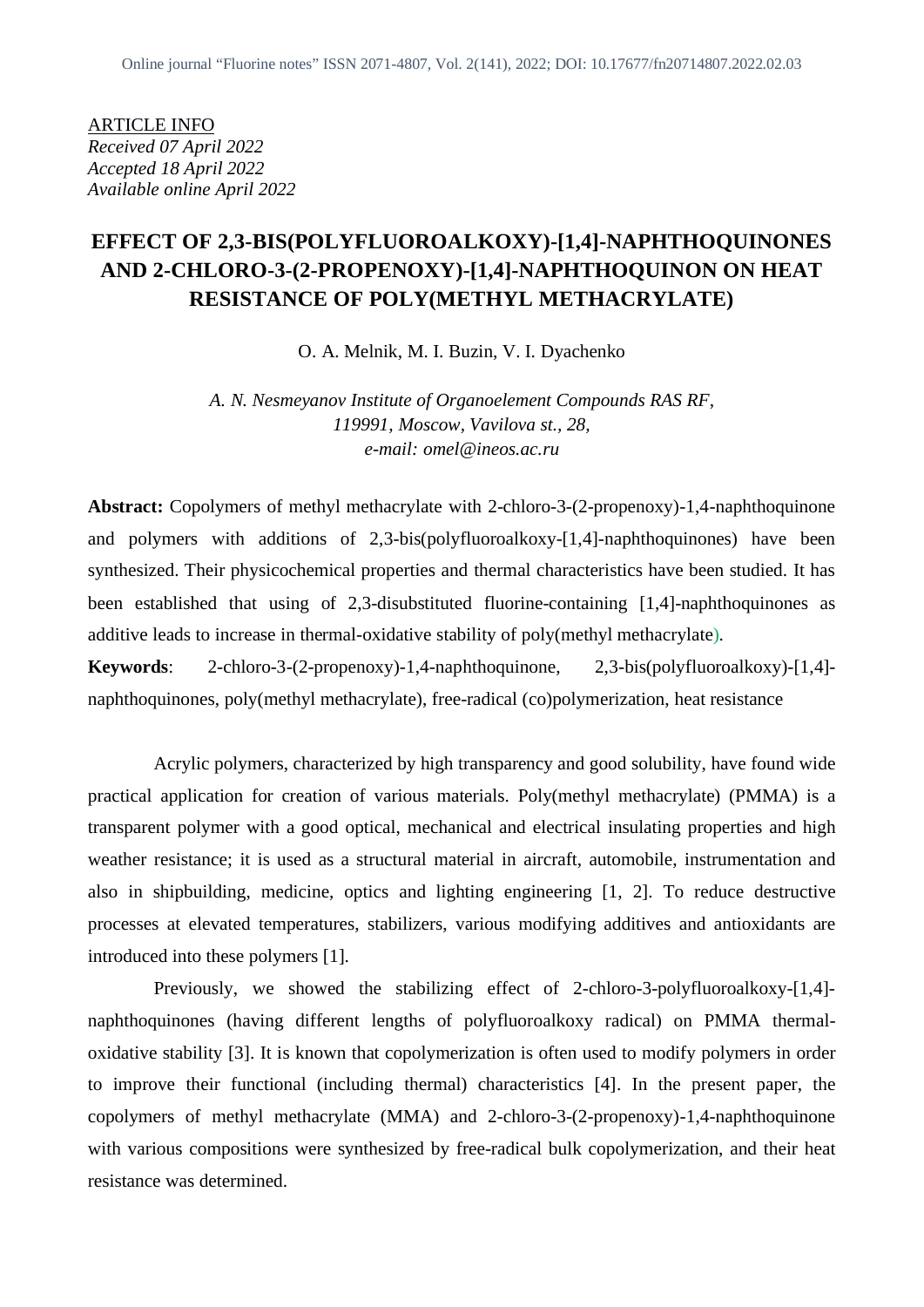ARTICLE INFO
*Received 07 April 2022*
*Accepted 18 April 2022*
*Available online April 2022*

# EFFECT OF 2,3-BIS(POLYFLUOROALKOXY)-[1,4]-NAPHTHOQUINONES AND 2-CHLORO-3-(2-PROPENOXY)-[1,4]-NAPHTHOQUINON ON HEAT RESISTANCE OF POLY(METHYL METHACRYLATE)

O. A. Melnik, M. I. Buzin, V. I. Dyachenko

*A. N. Nesmeyanov Institute of Organoelement Compounds RAS RF,*
*119991, Moscow, Vavilova st., 28,*
*e-mail: omel@ineos.ac.ru*

**Abstract:** Copolymers of methyl methacrylate with 2-chloro-3-(2-propenoxy)-1,4-naphthoquinone and polymers with additions of 2,3-bis(polyfluoroalkoxy-[1,4]-naphthoquinones) have been synthesized. Their physicochemical properties and thermal characteristics have been studied. It has been established that using of 2,3-disubstituted fluorine-containing [1,4]-naphthoquinones as additive leads to increase in thermal-oxidative stability of poly(methyl methacrylate).

**Keywords**: 2-chloro-3-(2-propenoxy)-1,4-naphthoquinone, 2,3-bis(polyfluoroalkoxy)-[1,4]-naphthoquinones, poly(methyl methacrylate), free-radical (co)polymerization, heat resistance

Acrylic polymers, characterized by high transparency and good solubility, have found wide practical application for creation of various materials. Poly(methyl methacrylate) (PMMA) is a transparent polymer with a good optical, mechanical and electrical insulating properties and high weather resistance; it is used as a structural material in aircraft, automobile, instrumentation and also in shipbuilding, medicine, optics and lighting engineering [1, 2]. To reduce destructive processes at elevated temperatures, stabilizers, various modifying additives and antioxidants are introduced into these polymers [1].

Previously, we showed the stabilizing effect of 2-chloro-3-polyfluoroalkoxy-[1,4]-naphthoquinones (having different lengths of polyfluoroalkoxy radical) on PMMA thermal-oxidative stability [3]. It is known that copolymerization is often used to modify polymers in order to improve their functional (including thermal) characteristics [4]. In the present paper, the copolymers of methyl methacrylate (MMA) and 2-chloro-3-(2-propenoxy)-1,4-naphthoquinone with various compositions were synthesized by free-radical bulk copolymerization, and their heat resistance was determined.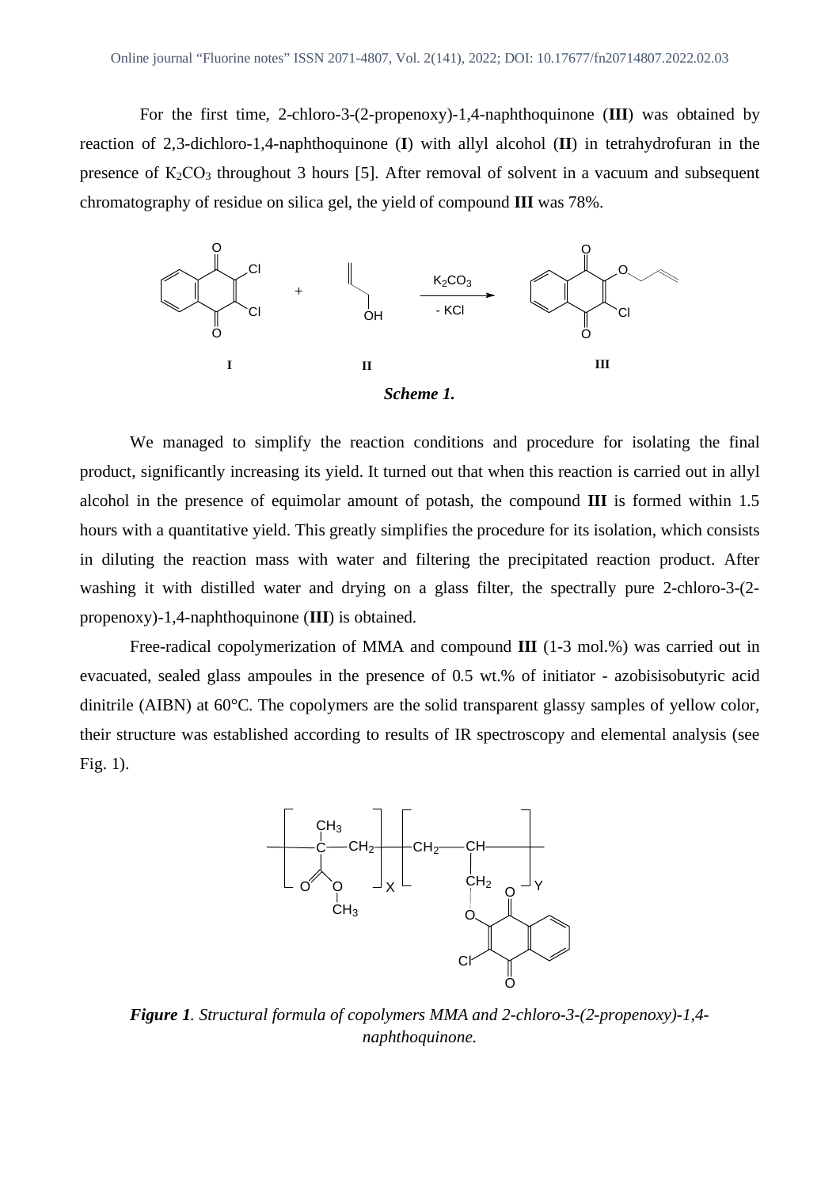For the first time, 2-chloro-3-(2-propenoxy)-1,4-naphthoquinone (**III**) was obtained by reaction of 2,3-dichloro-1,4-naphthoquinone (**I**) with allyl alcohol (**II**) in tetrahydrofuran in the presence of $K_2CO_3$ throughout 3 hours [5]. After removal of solvent in a vacuum and subsequent chromatography of residue on silica gel, the yield of compound **III** was 78%.

***Scheme 1.***

We managed to simplify the reaction conditions and procedure for isolating the final product, significantly increasing its yield. It turned out that when this reaction is carried out in allyl alcohol in the presence of equimolar amount of potash, the compound **III** is formed within 1.5 hours with a quantitative yield. This greatly simplifies the procedure for its isolation, which consists in diluting the reaction mass with water and filtering the precipitated reaction product. After washing it with distilled water and drying on a glass filter, the spectrally pure 2-chloro-3-(2-propenoxy)-1,4-naphthoquinone (**III**) is obtained.

Free-radical copolymerization of MMA and compound **III** (1-3 mol.%) was carried out in evacuated, sealed glass ampoules in the presence of 0.5 wt.% of initiator - azobisisobutyric acid dinitrile (AIBN) at 60°C. The copolymers are the solid transparent glassy samples of yellow color, their structure was established according to results of IR spectroscopy and elemental analysis (see Fig. 1).

***Figure 1**. Structural formula of copolymers MMA and 2-chloro-3-(2-propenoxy)-1,4-naphthoquinone.*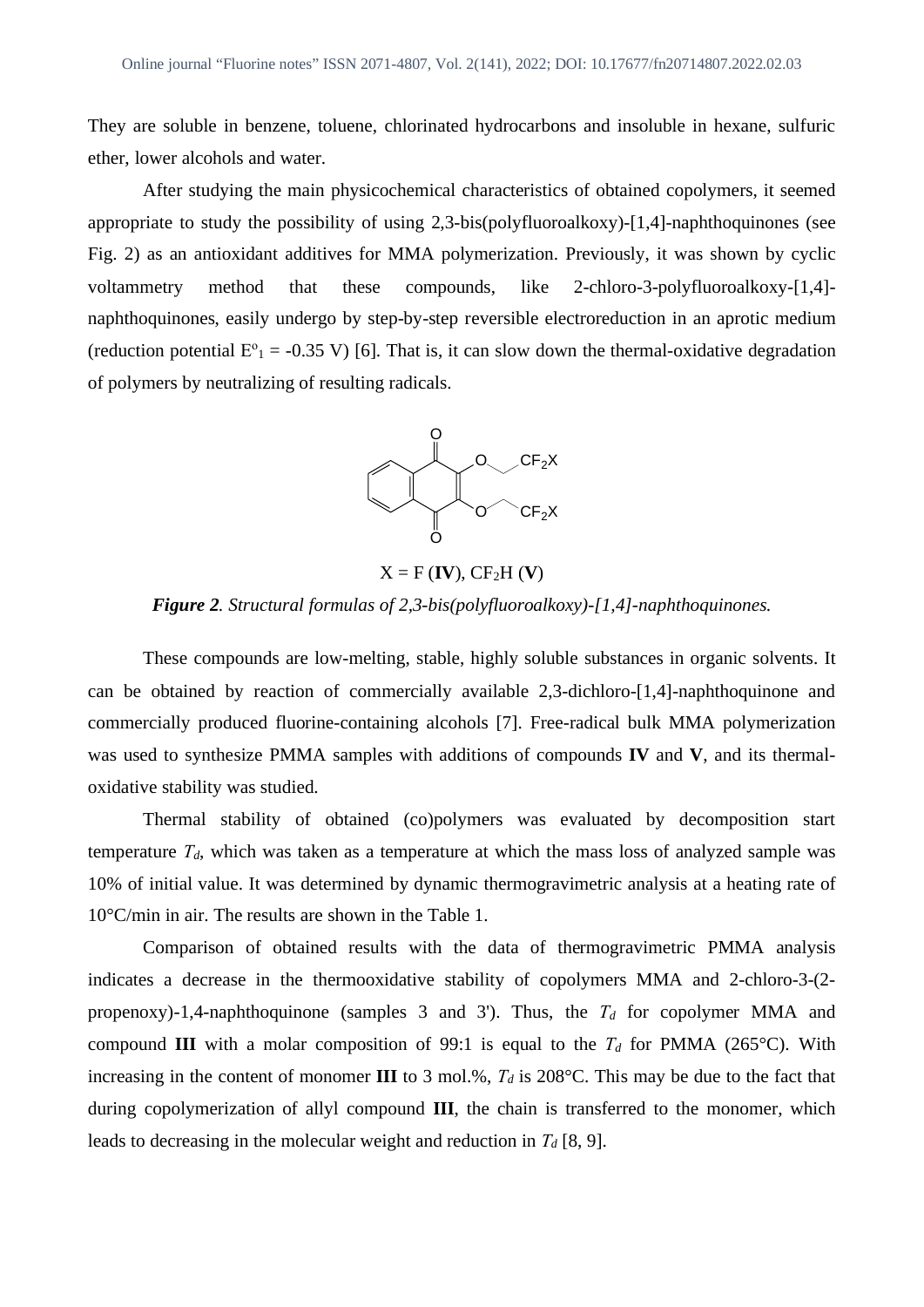They are soluble in benzene, toluene, chlorinated hydrocarbons and insoluble in hexane, sulfuric ether, lower alcohols and water.

After studying the main physicochemical characteristics of obtained copolymers, it seemed appropriate to study the possibility of using 2,3-bis(polyfluoroalkoxy)-[1,4]-naphthoquinones (see Fig. 2) as an antioxidant additives for MMA polymerization. Previously, it was shown by cyclic voltammetry method that these compounds, like 2-chloro-3-polyfluoroalkoxy-[1,4]-naphthoquinones, easily undergo by step-by-step reversible electroreduction in an aprotic medium (reduction potential $E^o_1$ = -0.35 V) [6]. That is, it can slow down the thermal-oxidative degradation of polymers by neutralizing of resulting radicals.

X = F (**IV**), $CF_2H$ (**V**)

***Figure 2**. Structural formulas of 2,3-bis(polyfluoroalkoxy)-[1,4]-naphthoquinones.*

These compounds are low-melting, stable, highly soluble substances in organic solvents. It can be obtained by reaction of commercially available 2,3-dichloro-[1,4]-naphthoquinone and commercially produced fluorine-containing alcohols [7]. Free-radical bulk MMA polymerization was used to synthesize PMMA samples with additions of compounds **IV** and **V**, and its thermal-oxidative stability was studied.

Thermal stability of obtained (co)polymers was evaluated by decomposition start temperature $T_d$, which was taken as a temperature at which the mass loss of analyzed sample was 10% of initial value. It was determined by dynamic thermogravimetric analysis at a heating rate of 10°C/min in air. The results are shown in the Table 1.

Comparison of obtained results with the data of thermogravimetric PMMA analysis indicates a decrease in the thermooxidative stability of copolymers MMA and 2-chloro-3-(2-propenoxy)-1,4-naphthoquinone (samples 3 and 3'). Thus, the $T_d$ for copolymer MMA and compound **III** with a molar composition of 99:1 is equal to the $T_d$ for PMMA (265°C). With increasing in the content of monomer **III** to 3 mol.%, $T_d$ is 208°C. This may be due to the fact that during copolymerization of allyl compound **III**, the chain is transferred to the monomer, which leads to decreasing in the molecular weight and reduction in $T_d$ [8, 9].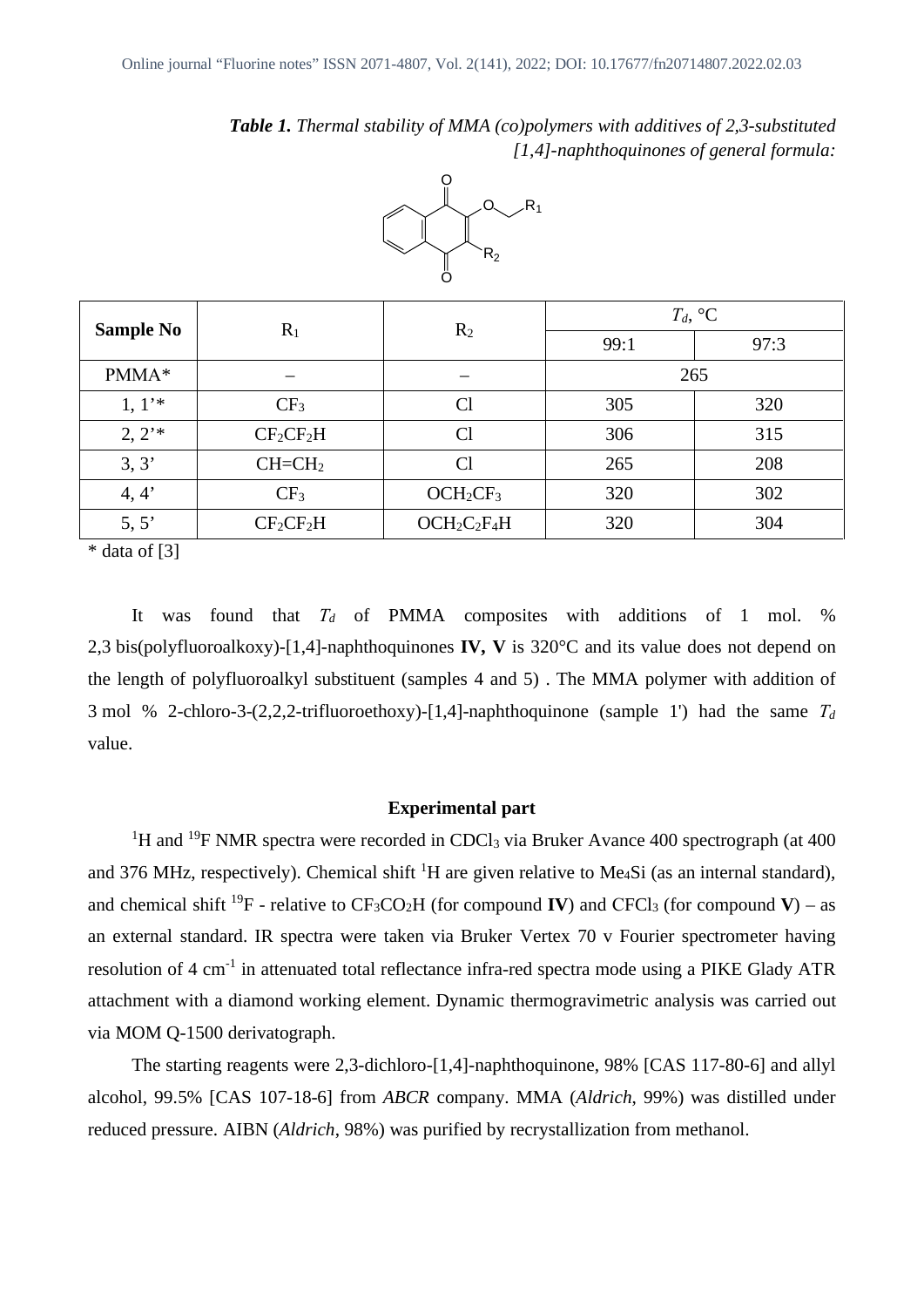***Table 1.*** *Thermal stability of MMA (co)polymers with additives of 2,3-substituted [1,4]-naphthoquinones of general formula:*

| Sample No | $R_1$ | $R_2$ | $T_d$, °C | |
|---|---|---|---|---|
| | | | 99:1 | 97:3 |
| PMMA* | – | – | 265 | |
| 1, 1'* | $CF_3$ | Cl | 305 | 320 |
| 2, 2'* | $CF_2CF_2H$ | Cl | 306 | 315 |
| 3, 3' | $CH=CH_2$ | Cl | 265 | 208 |
| 4, 4' | $CF_3$ | $OCH_2CF_3$ | 320 | 302 |
| 5, 5' | $CF_2CF_2H$ | $OCH_2C_2F_4H$ | 320 | 304 |

\* data of [3]

It was found that $T_d$ of PMMA composites with additions of 1 mol. % 2,3 bis(polyfluoroalkoxy)-[1,4]-naphthoquinones **IV, V** is 320°C and its value does not depend on the length of polyfluoroalkyl substituent (samples 4 and 5) . The MMA polymer with addition of 3 mol % 2-chloro-3-(2,2,2-trifluoroethoxy)-[1,4]-naphthoquinone (sample 1') had the same $T_d$ value.

## Experimental part

$^1H$ and $^{19}F$ NMR spectra were recorded in $CDCl_3$ via Bruker Avance 400 spectrograph (at 400 and 376 MHz, respectively). Chemical shift $^1H$ are given relative to $Me_4Si$ (as an internal standard), and chemical shift $^{19}F$ - relative to $CF_3CO_2H$ (for compound **IV**) and $CFCl_3$ (for compound **V**) – as an external standard. IR spectra were taken via Bruker Vertex 70 v Fourier spectrometer having resolution of 4 $cm^{-1}$ in attenuated total reflectance infra-red spectra mode using a PIKE Glady ATR attachment with a diamond working element. Dynamic thermogravimetric analysis was carried out via MOM Q-1500 derivatograph.

The starting reagents were 2,3-dichloro-[1,4]-naphthoquinone, 98% [CAS 117-80-6] and allyl alcohol, 99.5% [CAS 107-18-6] from *ABCR* company. MMA (*Aldrich*, 99%) was distilled under reduced pressure. AIBN (*Aldrich*, 98%) was purified by recrystallization from methanol.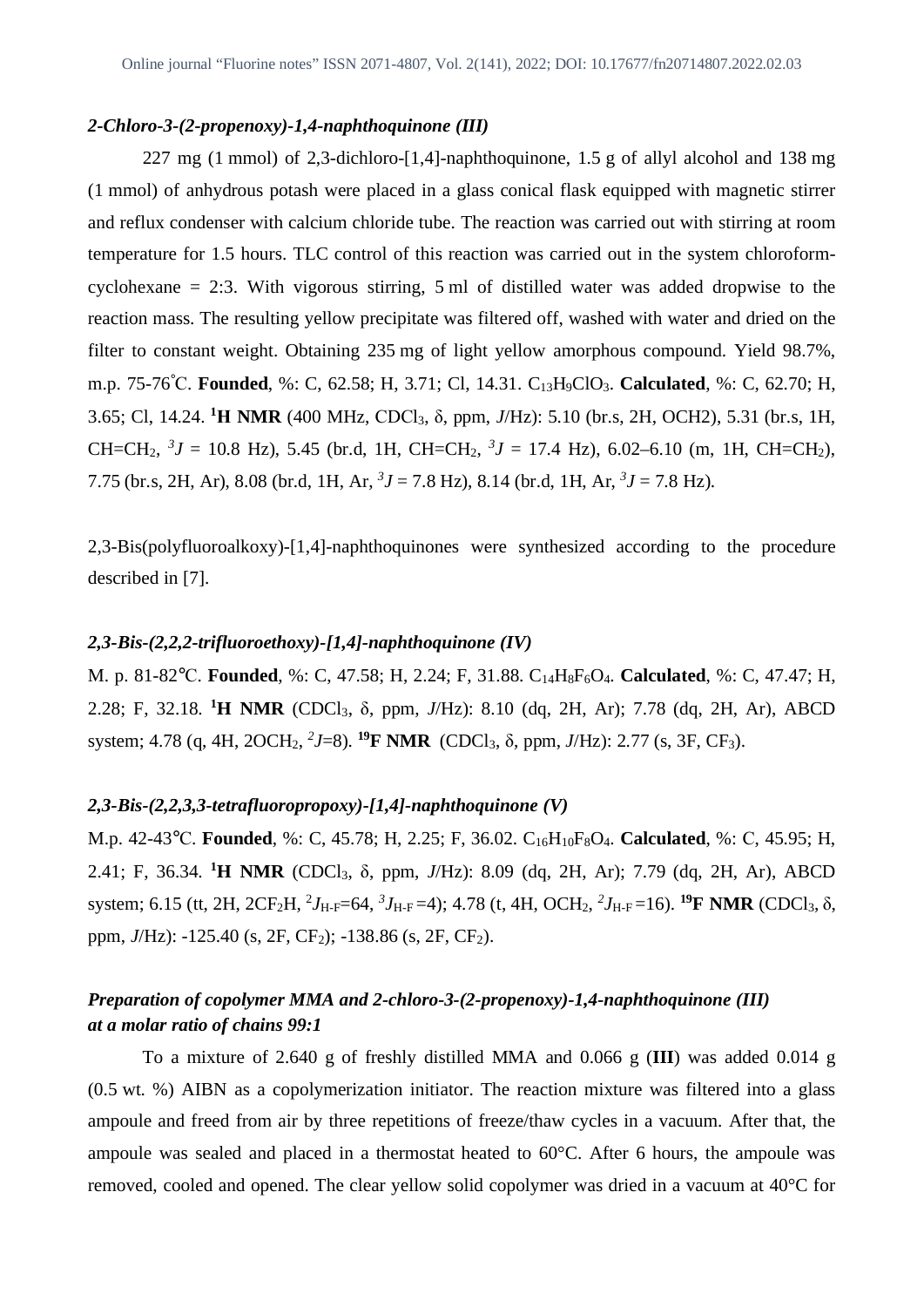### *2-Chloro-3-(2-propenoxy)-1,4-naphthoquinone (III)*

227 mg (1 mmol) of 2,3-dichloro-[1,4]-naphthoquinone, 1.5 g of allyl alcohol and 138 mg (1 mmol) of anhydrous potash were placed in a glass conical flask equipped with magnetic stirrer and reflux condenser with calcium chloride tube. The reaction was carried out with stirring at room temperature for 1.5 hours. TLC control of this reaction was carried out in the system chloroform-cyclohexane = 2:3. With vigorous stirring, 5 ml of distilled water was added dropwise to the reaction mass. The resulting yellow precipitate was filtered off, washed with water and dried on the filter to constant weight. Obtaining 235 mg of light yellow amorphous compound. Yield 98.7%, m.p. 75-76°C. **Founded**, %: C, 62.58; H, 3.71; Cl, 14.31. $C_{13}H_9ClO_3$. **Calculated**, %: C, 62.70; H, 3.65; Cl, 14.24. $^1$**H NMR** (400 MHz, $CDCl_3$, δ, ppm, *J*/Hz): 5.10 (br.s, 2H, OCH2), 5.31 (br.s, 1H, $CH{=}CH_2$, $^3J$ = 10.8 Hz), 5.45 (br.d, 1H, $CH{=}CH_2$, $^3J$ = 17.4 Hz), 6.02–6.10 (m, 1H, $CH{=}CH_2$), 7.75 (br.s, 2H, Ar), 8.08 (br.d, 1H, Ar, $^3J$ = 7.8 Hz), 8.14 (br.d, 1H, Ar, $^3J$ = 7.8 Hz).

2,3-Bis(polyfluoroalkoxy)-[1,4]-naphthoquinones were synthesized according to the procedure described in [7].

### *2,3-Bis-(2,2,2-trifluoroethoxy)-[1,4]-naphthoquinone (IV)*

M. p. 81-82°C. **Founded**, %: C, 47.58; H, 2.24; F, 31.88. $C_{14}H_8F_6O_4$. **Calculated**, %: C, 47.47; H, 2.28; F, 32.18. $^1$**H NMR** ($CDCl_3$, δ, ppm, *J*/Hz): 8.10 (dq, 2H, Ar); 7.78 (dq, 2H, Ar), ABCD system; 4.78 (q, 4H, 2$OCH_2$, $^2J$=8). $^{19}$**F NMR** ($CDCl_3$, δ, ppm, *J*/Hz): 2.77 (s, 3F, $CF_3$).

### *2,3-Bis-(2,2,3,3-tetrafluoropropoxy)-[1,4]-naphthoquinone (V)*

M.p. 42-43°C. **Founded**, %: C, 45.78; H, 2.25; F, 36.02. $C_{16}H_{10}F_8O_4$. **Calculated**, %: C, 45.95; H, 2.41; F, 36.34. $^1$**H NMR** ($CDCl_3$, δ, ppm, *J*/Hz): 8.09 (dq, 2H, Ar); 7.79 (dq, 2H, Ar), ABCD system; 6.15 (tt, 2H, 2$CF_2H$, $^2J_{H\text{-}F}$=64, $^3J_{H\text{-}F}$=4); 4.78 (t, 4H, $OCH_2$, $^2J_{H\text{-}F}$=16). $^{19}$**F NMR** ($CDCl_3$, δ, ppm, *J*/Hz): -125.40 (s, 2F, $CF_2$); -138.86 (s, 2F, $CF_2$).

### *Preparation of copolymer MMA and 2-chloro-3-(2-propenoxy)-1,4-naphthoquinone (III) at a molar ratio of chains 99:1*

To a mixture of 2.640 g of freshly distilled MMA and 0.066 g (**III**) was added 0.014 g (0.5 wt. %) AIBN as a copolymerization initiator. The reaction mixture was filtered into a glass ampoule and freed from air by three repetitions of freeze/thaw cycles in a vacuum. After that, the ampoule was sealed and placed in a thermostat heated to 60°C. After 6 hours, the ampoule was removed, cooled and opened. The clear yellow solid copolymer was dried in a vacuum at 40°C for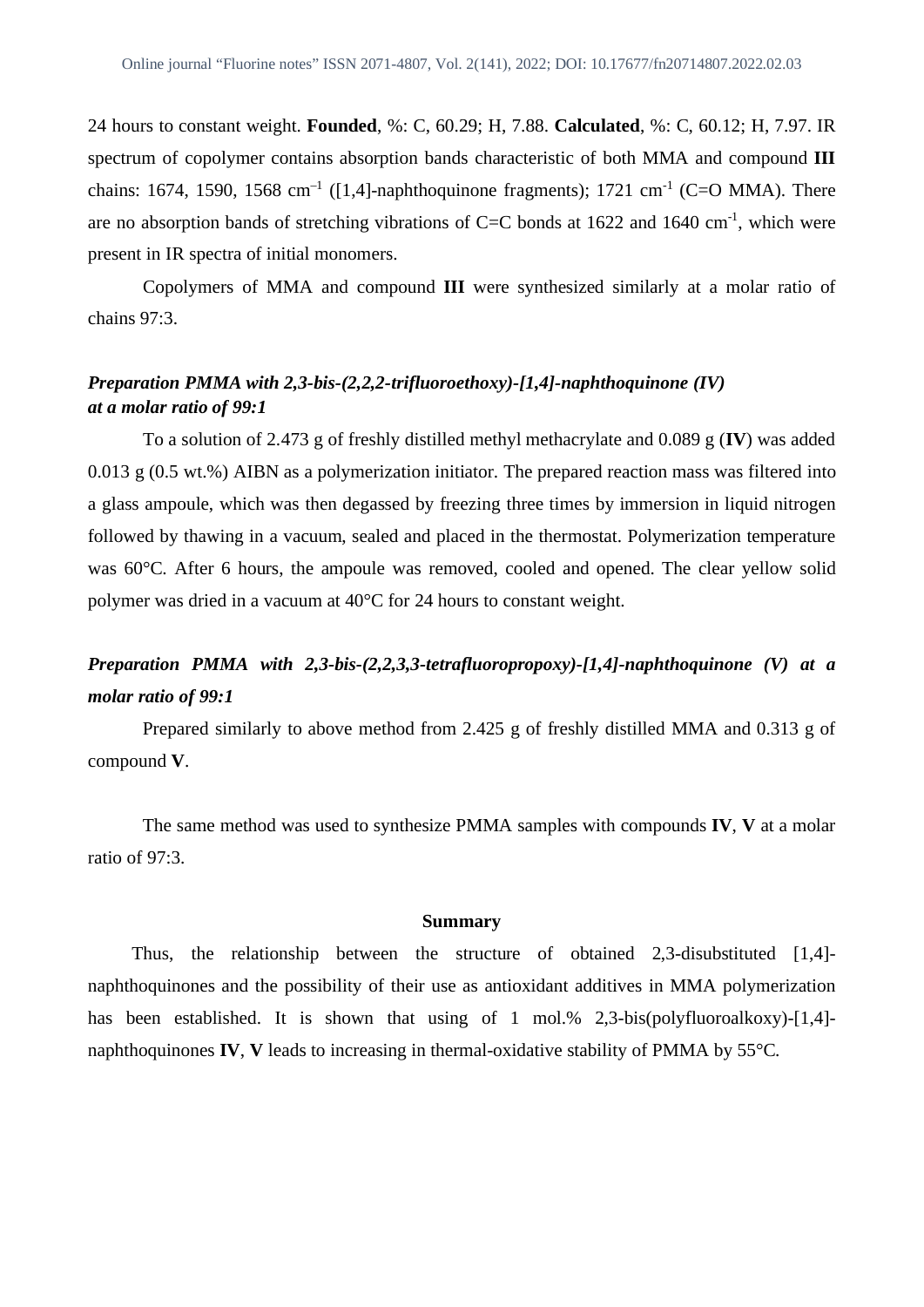24 hours to constant weight. **Founded**, %: C, 60.29; H, 7.88. **Calculated**, %: C, 60.12; H, 7.97. IR spectrum of copolymer contains absorption bands characteristic of both MMA and compound **III** chains: 1674, 1590, 1568 $cm^{-1}$ ([1,4]-naphthoquinone fragments); 1721 $cm^{-1}$ (C=O MMA). There are no absorption bands of stretching vibrations of C=C bonds at 1622 and 1640 $cm^{-1}$, which were present in IR spectra of initial monomers.

Copolymers of MMA and compound **III** were synthesized similarly at a molar ratio of chains 97:3.

### *Preparation PMMA with 2,3-bis-(2,2,2-trifluoroethoxy)-[1,4]-naphthoquinone (IV) at a molar ratio of 99:1*

To a solution of 2.473 g of freshly distilled methyl methacrylate and 0.089 g (**IV**) was added 0.013 g (0.5 wt.%) AIBN as a polymerization initiator. The prepared reaction mass was filtered into a glass ampoule, which was then degassed by freezing three times by immersion in liquid nitrogen followed by thawing in a vacuum, sealed and placed in the thermostat. Polymerization temperature was 60°C. After 6 hours, the ampoule was removed, cooled and opened. The clear yellow solid polymer was dried in a vacuum at 40°C for 24 hours to constant weight.

### *Preparation PMMA with 2,3-bis-(2,2,3,3-tetrafluoropropoxy)-[1,4]-naphthoquinone (V) at a molar ratio of 99:1*

Prepared similarly to above method from 2.425 g of freshly distilled MMA and 0.313 g of compound **V**.

The same method was used to synthesize PMMA samples with compounds **IV**, **V** at a molar ratio of 97:3.

## Summary

Thus, the relationship between the structure of obtained 2,3-disubstituted [1,4]-naphthoquinones and the possibility of their use as antioxidant additives in MMA polymerization has been established. It is shown that using of 1 mol.% 2,3-bis(polyfluoroalkoxy)-[1,4]-naphthoquinones **IV**, **V** leads to increasing in thermal-oxidative stability of PMMA by 55°C.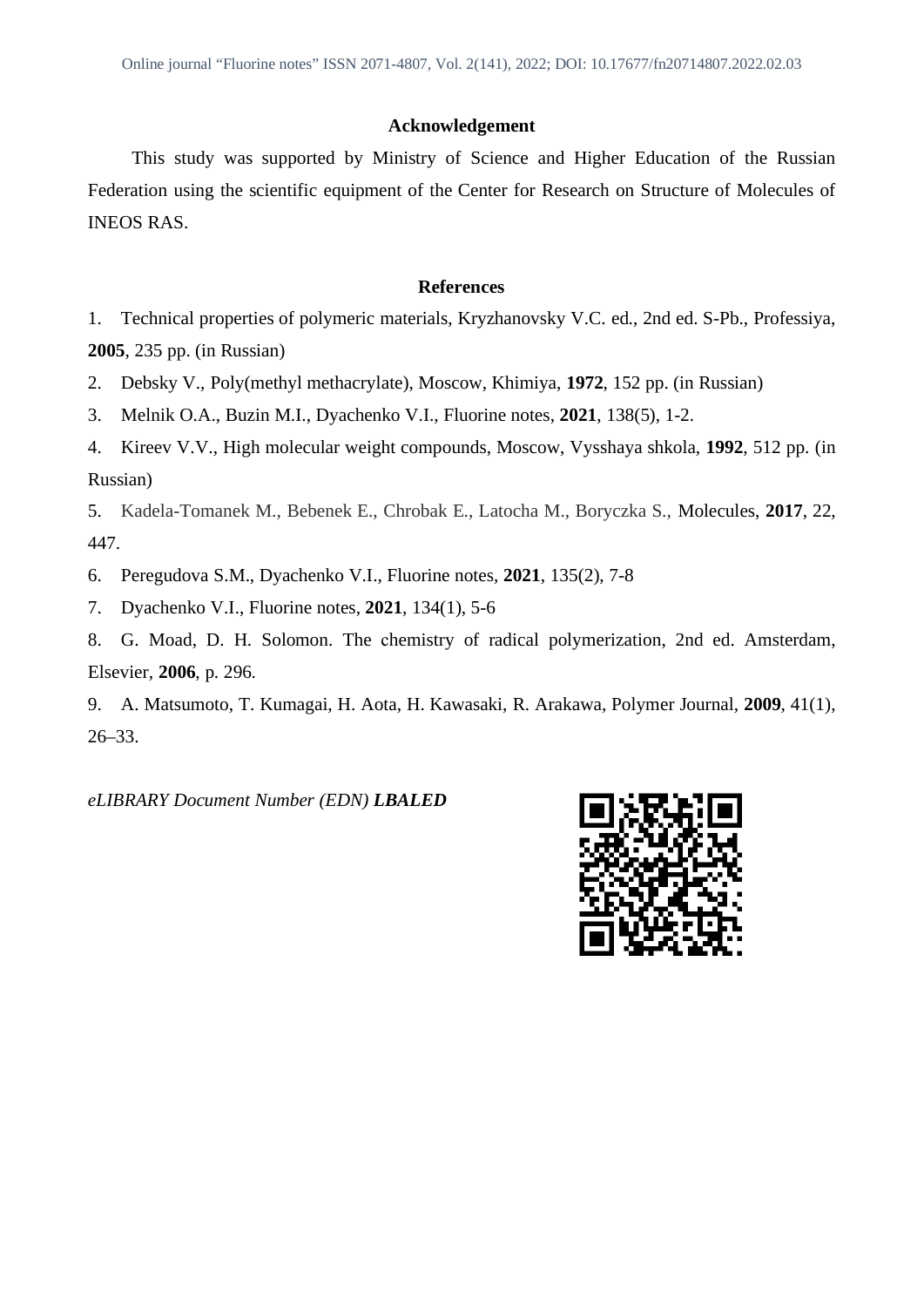## Acknowledgement

This study was supported by Ministry of Science and Higher Education of the Russian Federation using the scientific equipment of the Center for Research on Structure of Molecules of INEOS RAS.

## References

1. Technical properties of polymeric materials, Kryzhanovsky V.C. ed., 2nd ed. S-Pb., Professiya, **2005**, 235 pp. (in Russian)
2. Debsky V., Poly(methyl methacrylate), Moscow, Khimiya, **1972**, 152 pp. (in Russian)
3. Melnik O.A., Buzin M.I., Dyachenko V.I., Fluorine notes, **2021**, 138(5), 1-2.
4. Kireev V.V., High molecular weight compounds, Moscow, Vysshaya shkola, **1992**, 512 pp. (in Russian)
5. Kadela-Tomanek M., Bebenek E., Chrobak E., Latocha M., Boryczka S., Molecules, **2017**, 22, 447.
6. Peregudova S.M., Dyachenko V.I., Fluorine notes, **2021**, 135(2), 7-8
7. Dyachenko V.I., Fluorine notes, **2021**, 134(1), 5-6
8. G. Moad, D. H. Solomon. The chemistry of radical polymerization, 2nd ed. Amsterdam, Elsevier, **2006**, p. 296.
9. A. Matsumoto, T. Kumagai, H. Aota, H. Kawasaki, R. Arakawa, Polymer Journal, **2009**, 41(1), 26–33.

*eLIBRARY Document Number (EDN)* ***LBALED***